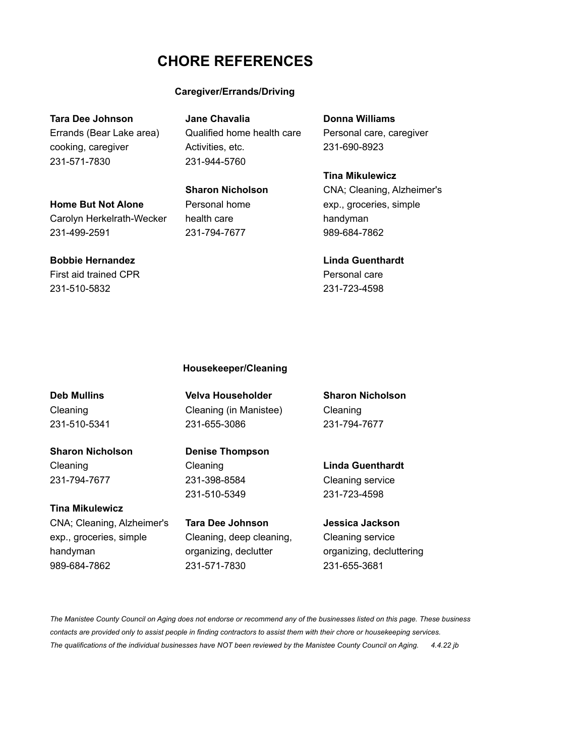# CHORE REFERENCES

### Caregiver/Errands/Driving

**Tara Dee Johnson**
Errands (Bear Lake area)
cooking, caregiver
231-571-7830

**Home But Not Alone**
Carolyn Herkelrath-Wecker
231-499-2591

**Bobbie Hernandez**
First aid trained CPR
231-510-5832

**Jane Chavalia**
Qualified home health care
Activities, etc.
231-944-5760

**Sharon Nicholson**
Personal home
health care
231-794-7677

**Donna Williams**
Personal care, caregiver
231-690-8923

**Tina Mikulewicz**
CNA; Cleaning, Alzheimer's
exp., groceries, simple
handyman
989-684-7862

**Linda Guenthardt**
Personal care
231-723-4598

### Housekeeper/Cleaning

**Deb Mullins**
Cleaning
231-510-5341

**Sharon Nicholson**
Cleaning
231-794-7677

**Tina Mikulewicz**
CNA; Cleaning, Alzheimer's
exp., groceries, simple
handyman
989-684-7862

**Velva Householder**
Cleaning (in Manistee)
231-655-3086

**Denise Thompson**
Cleaning
231-398-8584
231-510-5349

**Tara Dee Johnson**
Cleaning, deep cleaning,
organizing, declutter
231-571-7830

**Sharon Nicholson**
Cleaning
231-794-7677

**Linda Guenthardt**
Cleaning service
231-723-4598

**Jessica Jackson**
Cleaning service
organizing, decluttering
231-655-3681

*The Manistee County Council on Aging does not endorse or recommend any of the businesses listed on this page. These business contacts are provided only to assist people in finding contractors to assist them with their chore or housekeeping services. The qualifications of the individual businesses have NOT been reviewed by the Manistee County Council on Aging. 4.4.22 jb*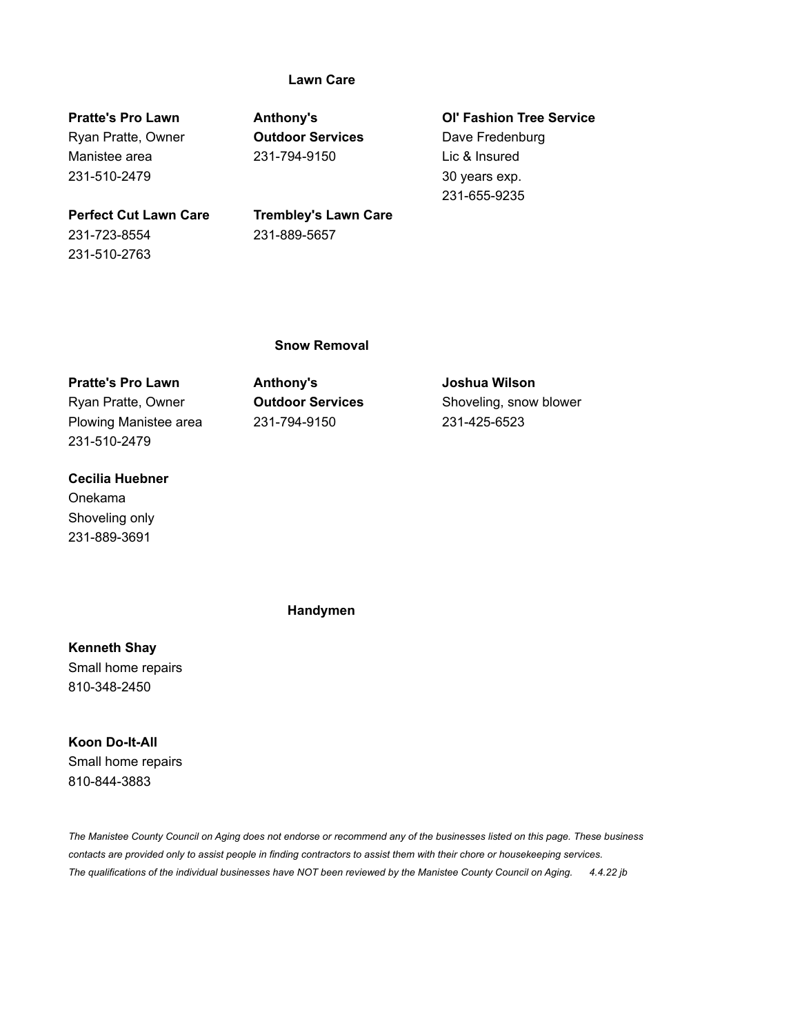## Lawn Care

**Pratte's Pro Lawn**
Ryan Pratte, Owner
Manistee area
231-510-2479

**Anthony's Outdoor Services**
231-794-9150

**Ol' Fashion Tree Service**
Dave Fredenburg
Lic & Insured
30 years exp.
231-655-9235

**Perfect Cut Lawn Care**
231-723-8554
231-510-2763

**Trembley's Lawn Care**
231-889-5657

## Snow Removal

**Pratte's Pro Lawn**
Ryan Pratte, Owner
Plowing Manistee area
231-510-2479

**Anthony's Outdoor Services**
231-794-9150

**Joshua Wilson**
Shoveling, snow blower
231-425-6523

**Cecilia Huebner**
Onekama
Shoveling only
231-889-3691

## Handymen

**Kenneth Shay**
Small home repairs
810-348-2450

**Koon Do-It-All**
Small home repairs
810-844-3883

*The Manistee County Council on Aging does not endorse or recommend any of the businesses listed on this page. These business contacts are provided only to assist people in finding contractors to assist them with their chore or housekeeping services. The qualifications of the individual businesses have NOT been reviewed by the Manistee County Council on Aging. 4.4.22 jb*